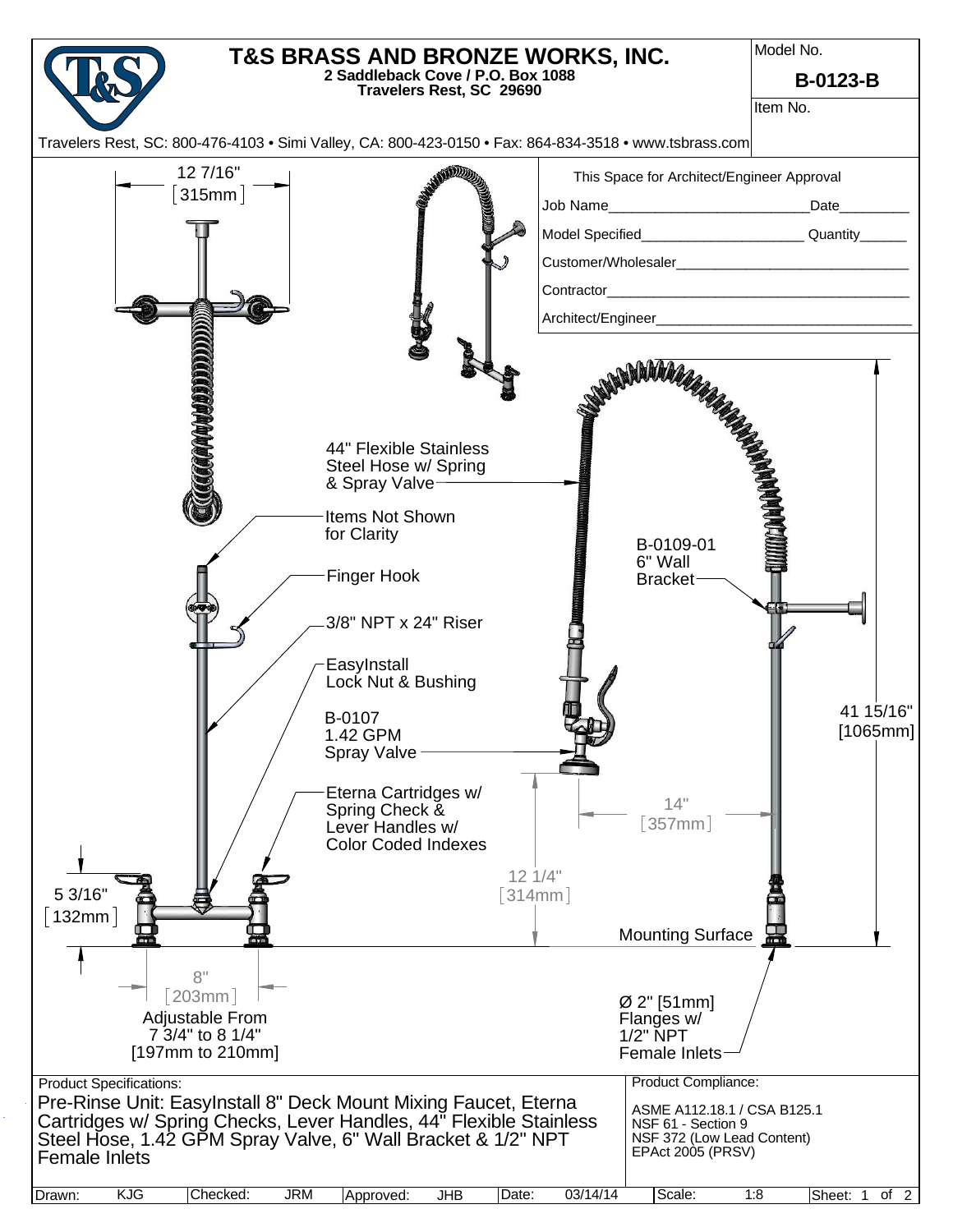# T&S BRASS AND BRONZE WORKS, INC.

**2 Saddleback Cove / P.O. Box 1088**
**Travelers Rest, SC 29690**

Travelers Rest, SC: 800-476-4103 • Simi Valley, CA: 800-423-0150 • Fax: 864-834-3518 • www.tsbrass.com

Model No. **B-0123-B**

Item No.

This Space for Architect/Engineer Approval

Job Name________________________ Date__________

Model Specified____________________ Quantity______

Customer/Wholesaler______________________________

Contractor_______________________________________

Architect/Engineer________________________________

12 7/16" [315mm]

44" Flexible Stainless Steel Hose w/ Spring & Spray Valve

Items Not Shown for Clarity

Finger Hook

3/8" NPT x 24" Riser

EasyInstall Lock Nut & Bushing

B-0107 1.42 GPM Spray Valve

Eterna Cartridges w/ Spring Check & Lever Handles w/ Color Coded Indexes

B-0109-01 6" Wall Bracket

41 15/16" [1065mm]

14" [357mm]

12 1/4" [314mm]

5 3/16" [132mm]

Mounting Surface

8" [203mm] Adjustable From 7 3/4" to 8 1/4" [197mm to 210mm]

Ø 2" [51mm] Flanges w/ 1/2" NPT Female Inlets

Product Specifications:

Pre-Rinse Unit: EasyInstall 8" Deck Mount Mixing Faucet, Eterna Cartridges w/ Spring Checks, Lever Handles, 44" Flexible Stainless Steel Hose, 1.42 GPM Spray Valve, 6" Wall Bracket & 1/2" NPT Female Inlets

Product Compliance:

ASME A112.18.1 / CSA B125.1
NSF 61 - Section 9
NSF 372 (Low Lead Content)
EPAct 2005 (PRSV)

| Drawn: | KJG | Checked: | JRM | Approved: | JHB | Date: | 03/14/14 | Scale: | 1:8 | Sheet: 1 of 2 |
|---|---|---|---|---|---|---|---|---|---|---|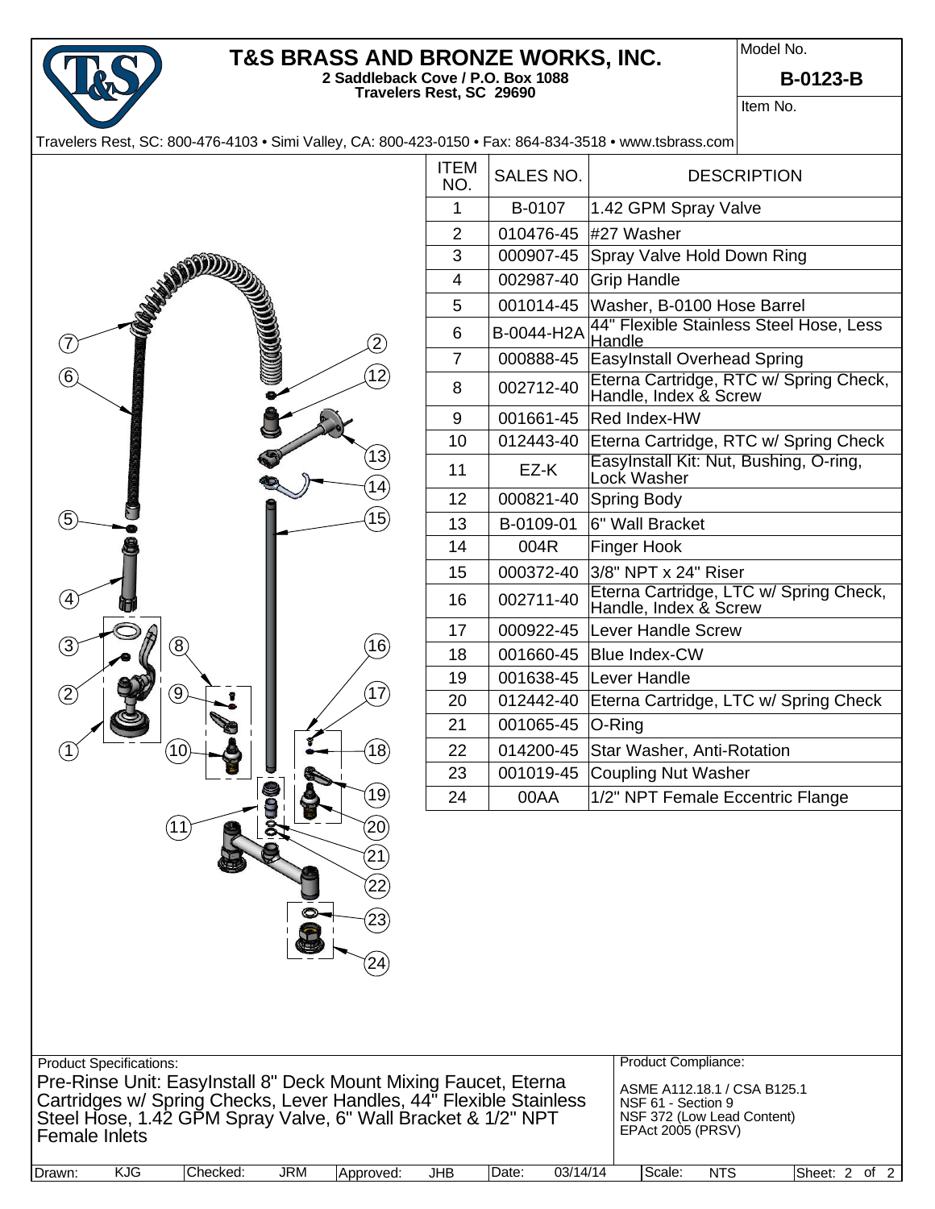# T&S BRASS AND BRONZE WORKS, INC.

**2 Saddleback Cove / P.O. Box 1088**
**Travelers Rest, SC 29690**

Travelers Rest, SC: 800-476-4103 • Simi Valley, CA: 800-423-0150 • Fax: 864-834-3518 • www.tsbrass.com

Model No. **B-0123-B**

Item No.

| ITEM NO. | SALES NO. | DESCRIPTION |
|---|---|---|
| 1 | B-0107 | 1.42 GPM Spray Valve |
| 2 | 010476-45 | #27 Washer |
| 3 | 000907-45 | Spray Valve Hold Down Ring |
| 4 | 002987-40 | Grip Handle |
| 5 | 001014-45 | Washer, B-0100 Hose Barrel |
| 6 | B-0044-H2A | 44" Flexible Stainless Steel Hose, Less Handle |
| 7 | 000888-45 | EasyInstall Overhead Spring |
| 8 | 002712-40 | Eterna Cartridge, RTC w/ Spring Check, Handle, Index & Screw |
| 9 | 001661-45 | Red Index-HW |
| 10 | 012443-40 | Eterna Cartridge, RTC w/ Spring Check |
| 11 | EZ-K | EasyInstall Kit: Nut, Bushing, O-ring, Lock Washer |
| 12 | 000821-40 | Spring Body |
| 13 | B-0109-01 | 6" Wall Bracket |
| 14 | 004R | Finger Hook |
| 15 | 000372-40 | 3/8" NPT x 24" Riser |
| 16 | 002711-40 | Eterna Cartridge, LTC w/ Spring Check, Handle, Index & Screw |
| 17 | 000922-45 | Lever Handle Screw |
| 18 | 001660-45 | Blue Index-CW |
| 19 | 001638-45 | Lever Handle |
| 20 | 012442-40 | Eterna Cartridge, LTC w/ Spring Check |
| 21 | 001065-45 | O-Ring |
| 22 | 014200-45 | Star Washer, Anti-Rotation |
| 23 | 001019-45 | Coupling Nut Washer |
| 24 | 00AA | 1/2" NPT Female Eccentric Flange |

Product Specifications:

Pre-Rinse Unit: EasyInstall 8" Deck Mount Mixing Faucet, Eterna Cartridges w/ Spring Checks, Lever Handles, 44" Flexible Stainless Steel Hose, 1.42 GPM Spray Valve, 6" Wall Bracket & 1/2" NPT Female Inlets

Product Compliance:

ASME A112.18.1 / CSA B125.1
NSF 61 - Section 9
NSF 372 (Low Lead Content)
EPAct 2005 (PRSV)

| Drawn: | KJG | Checked: | JRM | Approved: | JHB | Date: | 03/14/14 | Scale: | NTS | Sheet: 2 of 2 |
|---|---|---|---|---|---|---|---|---|---|---|